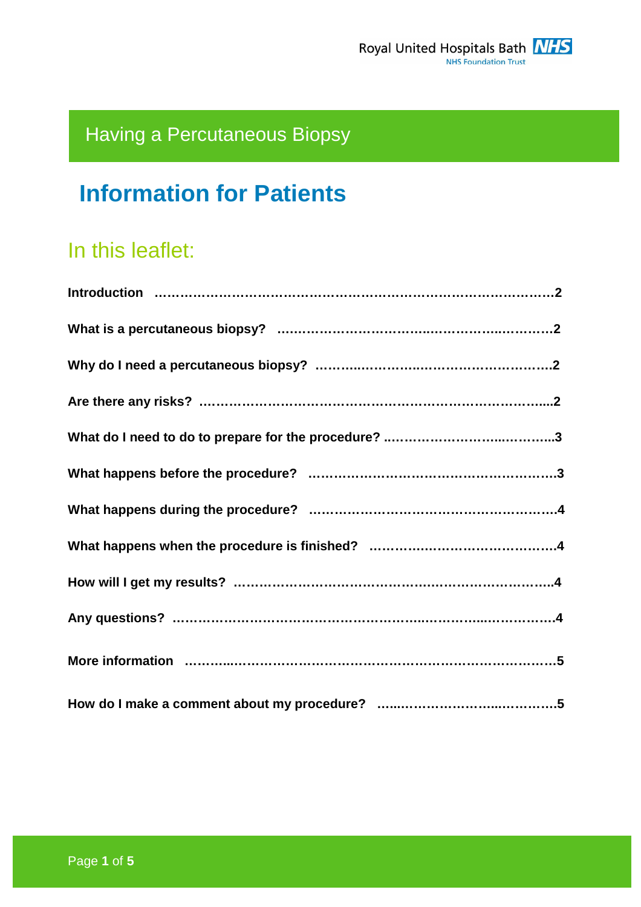Royal United Hospitals Bath NHS Foundation Trust

# Having a Percutaneous Biopsy

## Information for Patients

### In this leaflet:

**Introduction ……………………………………………………………………………2**

**What is a percutaneous biopsy? ……………………………………………………2**

**Why do I need a percutaneous biopsy? ……………………………………………2**

**Are there any risks? …………………………………………………………………...2**

**What do I need to do to prepare for the procedure? ………………………………..3**

**What happens before the procedure? ………………………………………………….3**

**What happens during the procedure? ………………………………………………….4**

**What happens when the procedure is finished? ……………………………………….4**

**How will I get my results? ……………………………………………………………….4**

**Any questions? ………………………………………………………………………….4**

**More information …………………………………………………………………………5**

**How do I make a comment about my procedure? ……………………………………….5**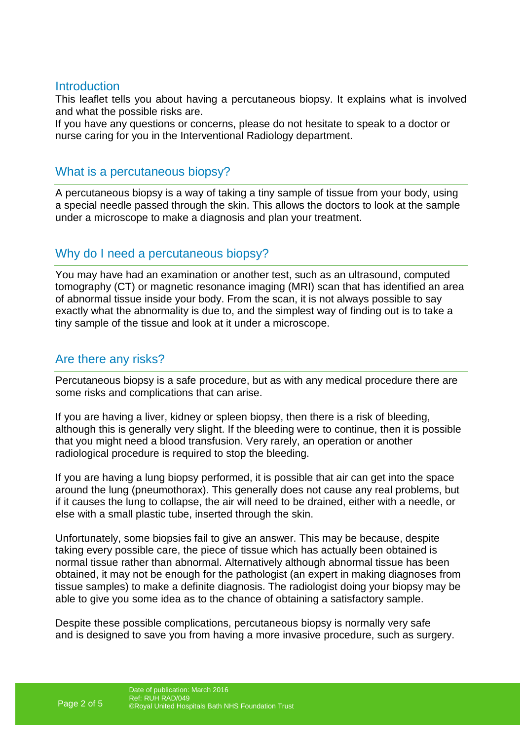## Introduction

This leaflet tells you about having a percutaneous biopsy. It explains what is involved and what the possible risks are.

If you have any questions or concerns, please do not hesitate to speak to a doctor or nurse caring for you in the Interventional Radiology department.

## What is a percutaneous biopsy?

A percutaneous biopsy is a way of taking a tiny sample of tissue from your body, using a special needle passed through the skin. This allows the doctors to look at the sample under a microscope to make a diagnosis and plan your treatment.

## Why do I need a percutaneous biopsy?

You may have had an examination or another test, such as an ultrasound, computed tomography (CT) or magnetic resonance imaging (MRI) scan that has identified an area of abnormal tissue inside your body. From the scan, it is not always possible to say exactly what the abnormality is due to, and the simplest way of finding out is to take a tiny sample of the tissue and look at it under a microscope.

## Are there any risks?

Percutaneous biopsy is a safe procedure, but as with any medical procedure there are some risks and complications that can arise.

If you are having a liver, kidney or spleen biopsy, then there is a risk of bleeding, although this is generally very slight. If the bleeding were to continue, then it is possible that you might need a blood transfusion. Very rarely, an operation or another radiological procedure is required to stop the bleeding.

If you are having a lung biopsy performed, it is possible that air can get into the space around the lung (pneumothorax). This generally does not cause any real problems, but if it causes the lung to collapse, the air will need to be drained, either with a needle, or else with a small plastic tube, inserted through the skin.

Unfortunately, some biopsies fail to give an answer. This may be because, despite taking every possible care, the piece of tissue which has actually been obtained is normal tissue rather than abnormal. Alternatively although abnormal tissue has been obtained, it may not be enough for the pathologist (an expert in making diagnoses from tissue samples) to make a definite diagnosis. The radiologist doing your biopsy may be able to give you some idea as to the chance of obtaining a satisfactory sample.

Despite these possible complications, percutaneous biopsy is normally very safe and is designed to save you from having a more invasive procedure, such as surgery.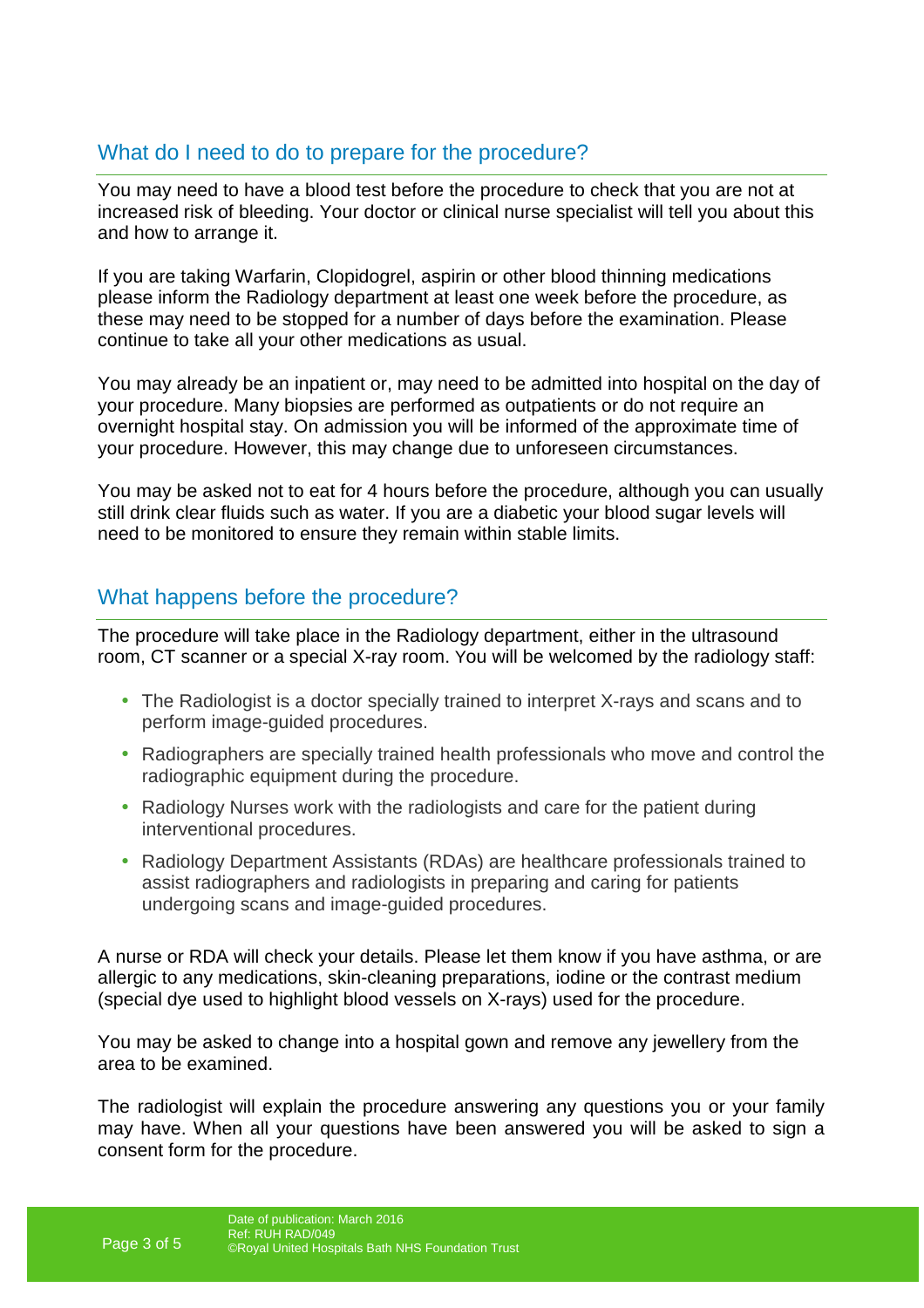## What do I need to do to prepare for the procedure?

You may need to have a blood test before the procedure to check that you are not at increased risk of bleeding. Your doctor or clinical nurse specialist will tell you about this and how to arrange it.

If you are taking Warfarin, Clopidogrel, aspirin or other blood thinning medications please inform the Radiology department at least one week before the procedure, as these may need to be stopped for a number of days before the examination. Please continue to take all your other medications as usual.

You may already be an inpatient or, may need to be admitted into hospital on the day of your procedure. Many biopsies are performed as outpatients or do not require an overnight hospital stay. On admission you will be informed of the approximate time of your procedure. However, this may change due to unforeseen circumstances.

You may be asked not to eat for 4 hours before the procedure, although you can usually still drink clear fluids such as water. If you are a diabetic your blood sugar levels will need to be monitored to ensure they remain within stable limits.

## What happens before the procedure?

The procedure will take place in the Radiology department, either in the ultrasound room, CT scanner or a special X-ray room. You will be welcomed by the radiology staff:

- The Radiologist is a doctor specially trained to interpret X-rays and scans and to perform image-guided procedures.
- Radiographers are specially trained health professionals who move and control the radiographic equipment during the procedure.
- Radiology Nurses work with the radiologists and care for the patient during interventional procedures.
- Radiology Department Assistants (RDAs) are healthcare professionals trained to assist radiographers and radiologists in preparing and caring for patients undergoing scans and image-guided procedures.

A nurse or RDA will check your details. Please let them know if you have asthma, or are allergic to any medications, skin-cleaning preparations, iodine or the contrast medium (special dye used to highlight blood vessels on X-rays) used for the procedure.

You may be asked to change into a hospital gown and remove any jewellery from the area to be examined.

The radiologist will explain the procedure answering any questions you or your family may have. When all your questions have been answered you will be asked to sign a consent form for the procedure.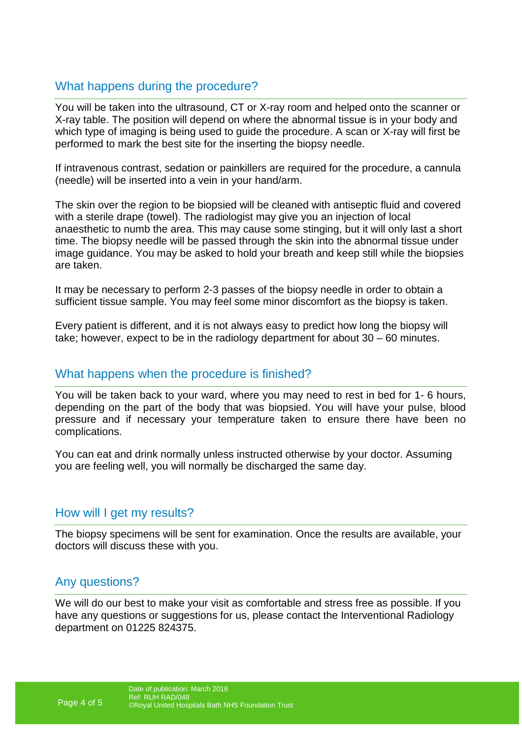## What happens during the procedure?

You will be taken into the ultrasound, CT or X-ray room and helped onto the scanner or X-ray table. The position will depend on where the abnormal tissue is in your body and which type of imaging is being used to guide the procedure. A scan or X-ray will first be performed to mark the best site for the inserting the biopsy needle.

If intravenous contrast, sedation or painkillers are required for the procedure, a cannula (needle) will be inserted into a vein in your hand/arm.

The skin over the region to be biopsied will be cleaned with antiseptic fluid and covered with a sterile drape (towel). The radiologist may give you an injection of local anaesthetic to numb the area. This may cause some stinging, but it will only last a short time. The biopsy needle will be passed through the skin into the abnormal tissue under image guidance. You may be asked to hold your breath and keep still while the biopsies are taken.

It may be necessary to perform 2-3 passes of the biopsy needle in order to obtain a sufficient tissue sample. You may feel some minor discomfort as the biopsy is taken.

Every patient is different, and it is not always easy to predict how long the biopsy will take; however, expect to be in the radiology department for about 30 – 60 minutes.

## What happens when the procedure is finished?

You will be taken back to your ward, where you may need to rest in bed for 1- 6 hours, depending on the part of the body that was biopsied. You will have your pulse, blood pressure and if necessary your temperature taken to ensure there have been no complications.

You can eat and drink normally unless instructed otherwise by your doctor. Assuming you are feeling well, you will normally be discharged the same day.

## How will I get my results?

The biopsy specimens will be sent for examination. Once the results are available, your doctors will discuss these with you.

## Any questions?

We will do our best to make your visit as comfortable and stress free as possible. If you have any questions or suggestions for us, please contact the Interventional Radiology department on 01225 824375.

Date of publication: March 2016
Ref: RUH RAD/049
©Royal United Hospitals Bath NHS Foundation Trust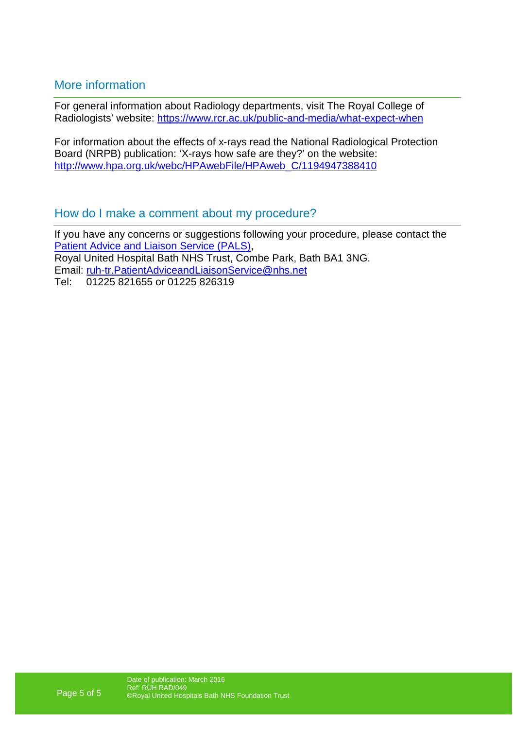## More information

For general information about Radiology departments, visit The Royal College of Radiologists' website: https://www.rcr.ac.uk/public-and-media/what-expect-when

For information about the effects of x-rays read the National Radiological Protection Board (NRPB) publication: 'X-rays how safe are they?' on the website: http://www.hpa.org.uk/webc/HPAwebFile/HPAweb_C/1194947388410

## How do I make a comment about my procedure?

If you have any concerns or suggestions following your procedure, please contact the Patient Advice and Liaison Service (PALS),
Royal United Hospital Bath NHS Trust, Combe Park, Bath BA1 3NG.
Email: ruh-tr.PatientAdviceandLiaisonService@nhs.net
Tel: 01225 821655 or 01225 826319

Date of publication: March 2016
Ref: RUH RAD/049
©Royal United Hospitals Bath NHS Foundation Trust